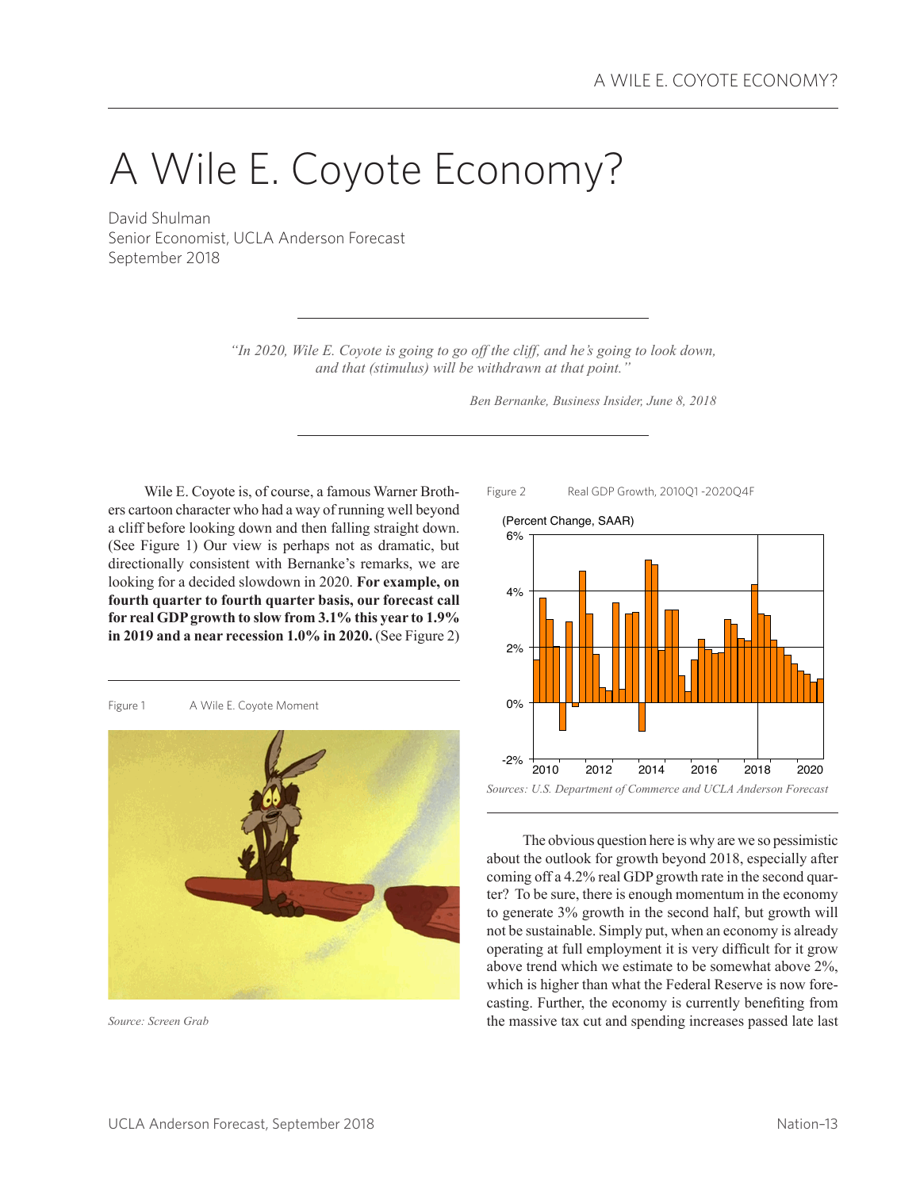# A Wile E. Coyote Economy?

David Shulman
Senior Economist, UCLA Anderson Forecast
September 2018

> *"In 2020, Wile E. Coyote is going to go off the cliff, and he's going to look down, and that (stimulus) will be withdrawn at that point."*
>
> *Ben Bernanke, Business Insider, June 8, 2018*

Wile E. Coyote is, of course, a famous Warner Brothers cartoon character who had a way of running well beyond a cliff before looking down and then falling straight down. (See Figure 1) Our view is perhaps not as dramatic, but directionally consistent with Bernanke's remarks, we are looking for a decided slowdown in 2020. **For example, on fourth quarter to fourth quarter basis, our forecast call for real GDP growth to slow from 3.1% this year to 1.9% in 2019 and a near recession 1.0% in 2020.** (See Figure 2)

Figure 1 A Wile E. Coyote Moment

*Source: Screen Grab*

Figure 2 Real GDP Growth, 2010Q1 -2020Q4F

*Sources: U.S. Department of Commerce and UCLA Anderson Forecast*

The obvious question here is why are we so pessimistic about the outlook for growth beyond 2018, especially after coming off a 4.2% real GDP growth rate in the second quarter? To be sure, there is enough momentum in the economy to generate 3% growth in the second half, but growth will not be sustainable. Simply put, when an economy is already operating at full employment it is very difficult for it grow above trend which we estimate to be somewhat above 2%, which is higher than what the Federal Reserve is now forecasting. Further, the economy is currently benefiting from the massive tax cut and spending increases passed late last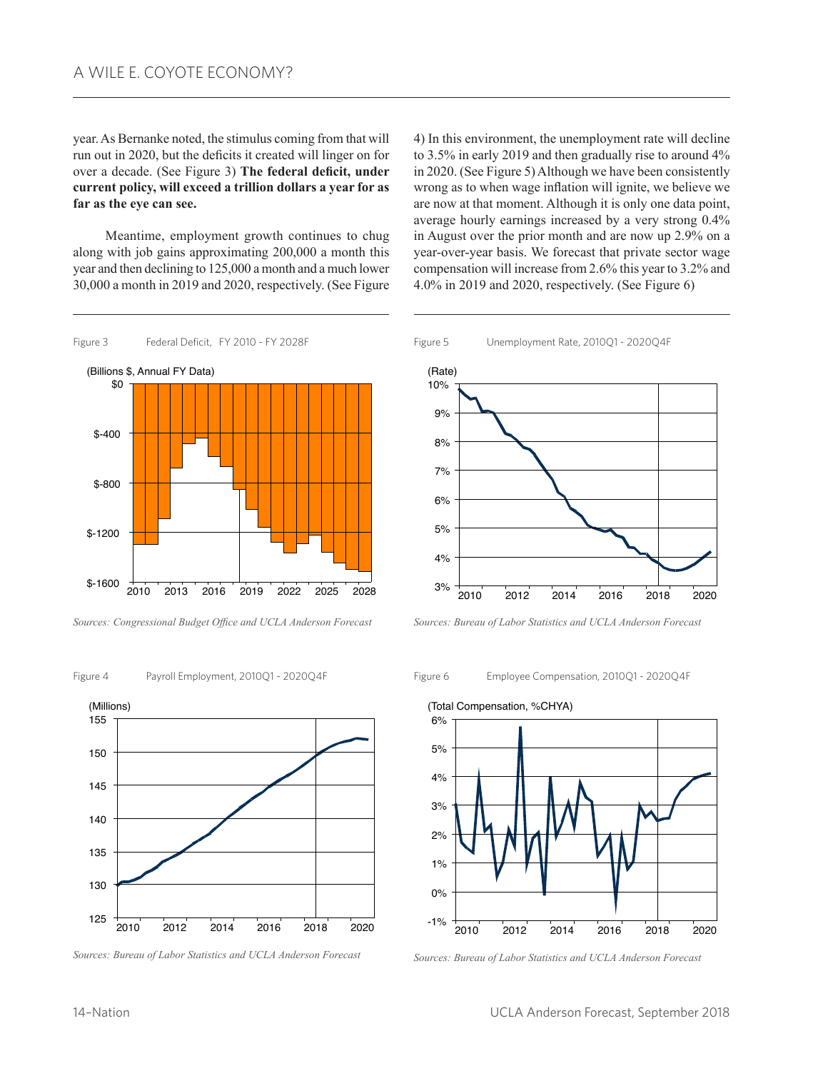year. As Bernanke noted, the stimulus coming from that will run out in 2020, but the deficits it created will linger on for over a decade. (See Figure 3) **The federal deficit, under current policy, will exceed a trillion dollars a year for as far as the eye can see.**

Meantime, employment growth continues to chug along with job gains approximating 200,000 a month this year and then declining to 125,000 a month and a much lower 30,000 a month in 2019 and 2020, respectively. (See Figure 4) In this environment, the unemployment rate will decline to 3.5% in early 2019 and then gradually rise to around 4% in 2020. (See Figure 5) Although we have been consistently wrong as to when wage inflation will ignite, we believe we are now at that moment. Although it is only one data point, average hourly earnings increased by a very strong 0.4% in August over the prior month and are now up 2.9% on a year-over-year basis. We forecast that private sector wage compensation will increase from 2.6% this year to 3.2% and 4.0% in 2019 and 2020, respectively. (See Figure 6)

Figure 3 Federal Deficit, FY 2010 - FY 2028F

*Sources: Congressional Budget Office and UCLA Anderson Forecast*

Figure 4 Payroll Employment, 2010Q1 - 2020Q4F

*Sources: Bureau of Labor Statistics and UCLA Anderson Forecast*

Figure 5 Unemployment Rate, 2010Q1 - 2020Q4F

*Sources: Bureau of Labor Statistics and UCLA Anderson Forecast*

Figure 6 Employee Compensation, 2010Q1 - 2020Q4F

*Sources: Bureau of Labor Statistics and UCLA Anderson Forecast*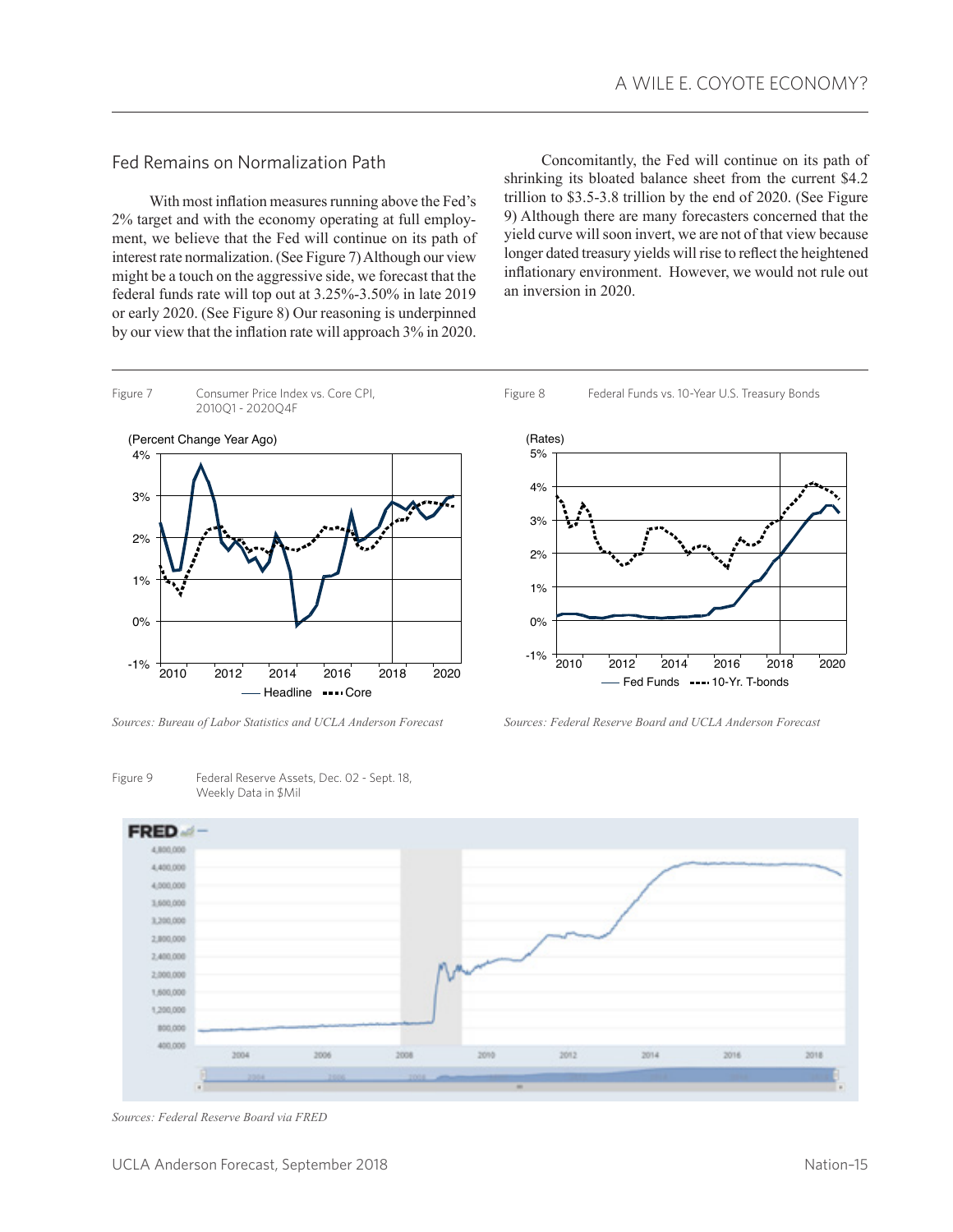## Fed Remains on Normalization Path

With most inflation measures running above the Fed's 2% target and with the economy operating at full employment, we believe that the Fed will continue on its path of interest rate normalization. (See Figure 7) Although our view might be a touch on the aggressive side, we forecast that the federal funds rate will top out at 3.25%-3.50% in late 2019 or early 2020. (See Figure 8) Our reasoning is underpinned by our view that the inflation rate will approach 3% in 2020.

Concomitantly, the Fed will continue on its path of shrinking its bloated balance sheet from the current $4.2 trillion to $3.5-3.8 trillion by the end of 2020. (See Figure 9) Although there are many forecasters concerned that the yield curve will soon invert, we are not of that view because longer dated treasury yields will rise to reflect the heightened inflationary environment. However, we would not rule out an inversion in 2020.

Figure 7 Consumer Price Index vs. Core CPI, 2010Q1 - 2020Q4F

*Sources: Bureau of Labor Statistics and UCLA Anderson Forecast*

Figure 8 Federal Funds vs. 10-Year U.S. Treasury Bonds

*Sources: Federal Reserve Board and UCLA Anderson Forecast*

Figure 9 Federal Reserve Assets, Dec. 02 - Sept. 18, Weekly Data in $Mil

*Sources: Federal Reserve Board via FRED*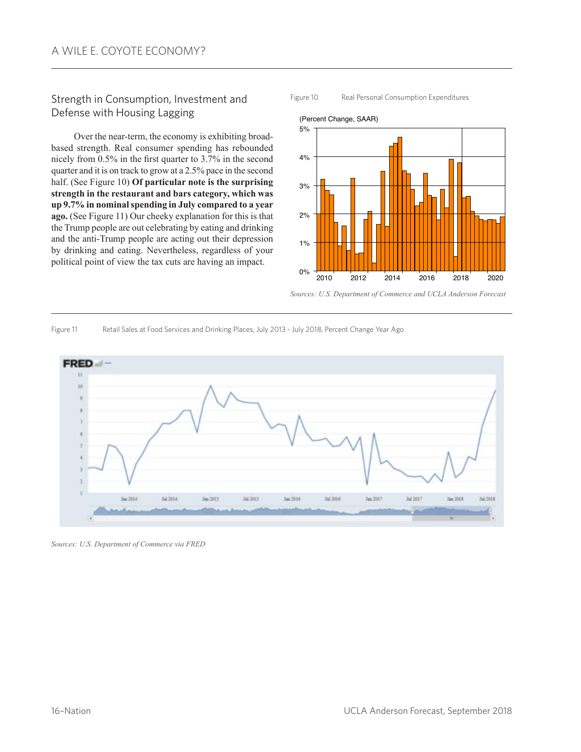## Strength in Consumption, Investment and Defense with Housing Lagging

Over the near-term, the economy is exhibiting broad-based strength. Real consumer spending has rebounded nicely from 0.5% in the first quarter to 3.7% in the second quarter and it is on track to grow at a 2.5% pace in the second half. (See Figure 10) **Of particular note is the surprising strength in the restaurant and bars category, which was up 9.7% in nominal spending in July compared to a year ago.** (See Figure 11) Our cheeky explanation for this is that the Trump people are out celebrating by eating and drinking and the anti-Trump people are acting out their depression by drinking and eating. Nevertheless, regardless of your political point of view the tax cuts are having an impact.

Figure 10 Real Personal Consumption Expenditures

*Sources: U.S. Department of Commerce and UCLA Anderson Forecast*

Figure 11 Retail Sales at Food Services and Drinking Places, July 2013 - July 2018, Percent Change Year Ago

*Sources: U.S. Department of Commerce via FRED*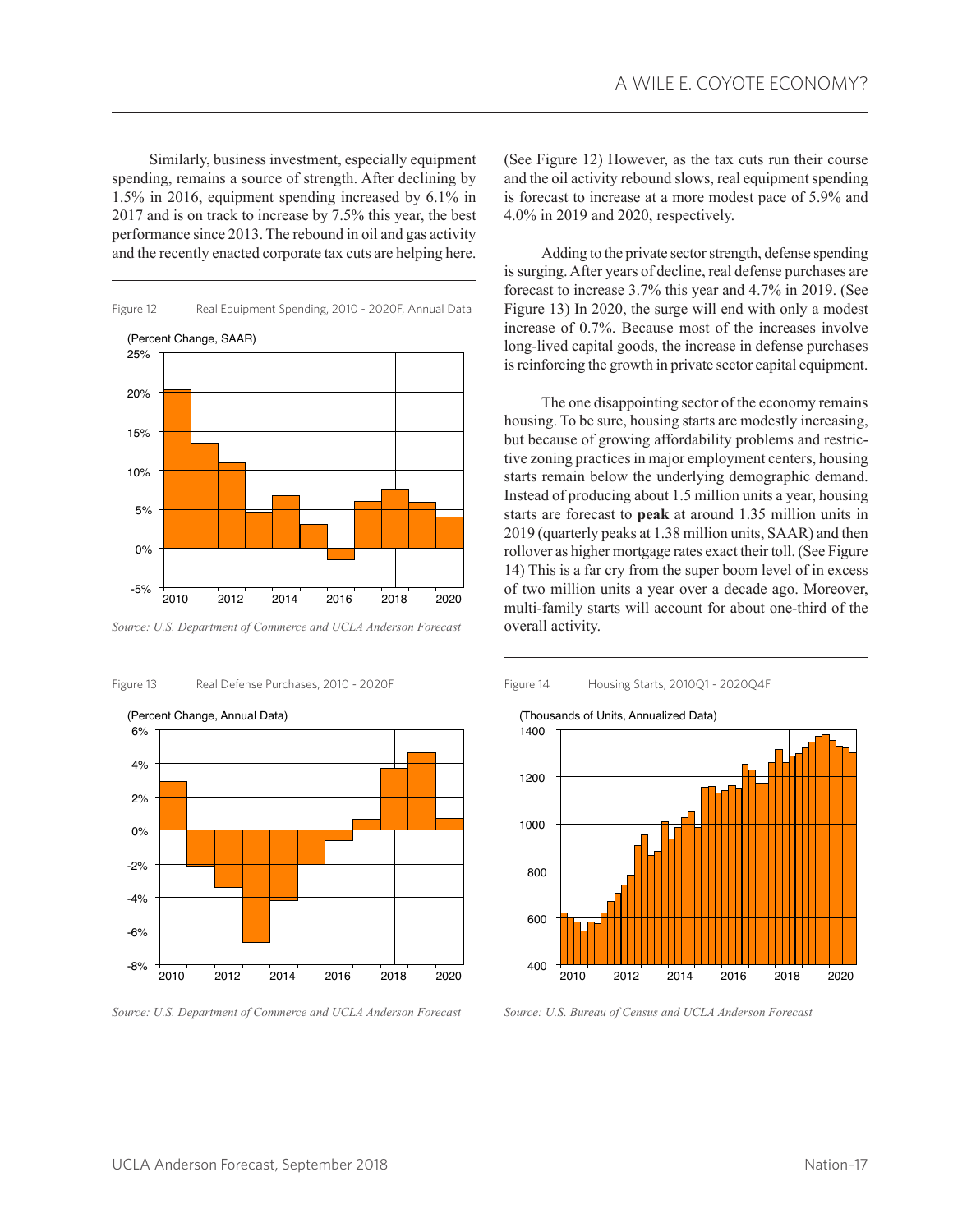Similarly, business investment, especially equipment spending, remains a source of strength. After declining by 1.5% in 2016, equipment spending increased by 6.1% in 2017 and is on track to increase by 7.5% this year, the best performance since 2013. The rebound in oil and gas activity and the recently enacted corporate tax cuts are helping here. (See Figure 12) However, as the tax cuts run their course and the oil activity rebound slows, real equipment spending is forecast to increase at a more modest pace of 5.9% and 4.0% in 2019 and 2020, respectively.

Figure 12 Real Equipment Spending, 2010 - 2020F, Annual Data

*Source: U.S. Department of Commerce and UCLA Anderson Forecast*

Adding to the private sector strength, defense spending is surging. After years of decline, real defense purchases are forecast to increase 3.7% this year and 4.7% in 2019. (See Figure 13) In 2020, the surge will end with only a modest increase of 0.7%. Because most of the increases involve long-lived capital goods, the increase in defense purchases is reinforcing the growth in private sector capital equipment.

Figure 13 Real Defense Purchases, 2010 - 2020F

*Source: U.S. Department of Commerce and UCLA Anderson Forecast*

The one disappointing sector of the economy remains housing. To be sure, housing starts are modestly increasing, but because of growing affordability problems and restrictive zoning practices in major employment centers, housing starts remain below the underlying demographic demand. Instead of producing about 1.5 million units a year, housing starts are forecast to **peak** at around 1.35 million units in 2019 (quarterly peaks at 1.38 million units, SAAR) and then rollover as higher mortgage rates exact their toll. (See Figure 14) This is a far cry from the super boom level of in excess of two million units a year over a decade ago. Moreover, multi-family starts will account for about one-third of the overall activity.

Figure 14 Housing Starts, 2010Q1 - 2020Q4F

*Source: U.S. Bureau of Census and UCLA Anderson Forecast*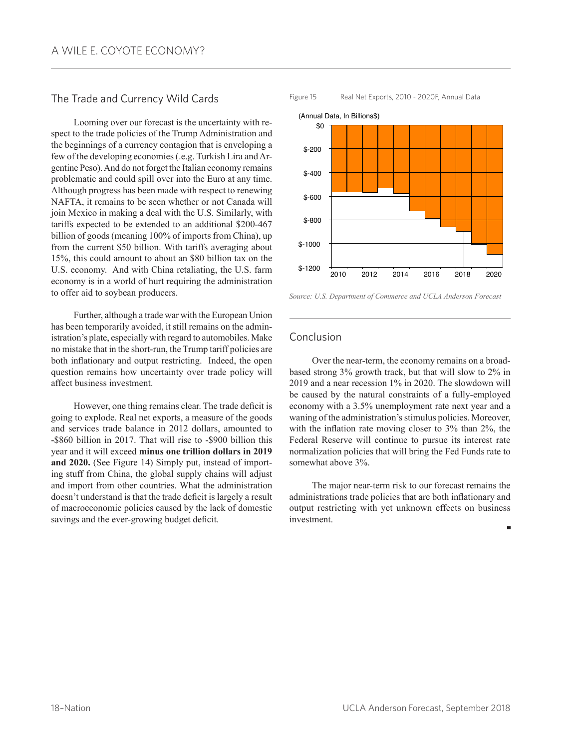## The Trade and Currency Wild Cards

Looming over our forecast is the uncertainty with respect to the trade policies of the Trump Administration and the beginnings of a currency contagion that is enveloping a few of the developing economies (.e.g. Turkish Lira and Argentine Peso). And do not forget the Italian economy remains problematic and could spill over into the Euro at any time. Although progress has been made with respect to renewing NAFTA, it remains to be seen whether or not Canada will join Mexico in making a deal with the U.S. Similarly, with tariffs expected to be extended to an additional $200-467 billion of goods (meaning 100% of imports from China), up from the current $50 billion. With tariffs averaging about 15%, this could amount to about an $80 billion tax on the U.S. economy. And with China retaliating, the U.S. farm economy is in a world of hurt requiring the administration to offer aid to soybean producers.

Further, although a trade war with the European Union has been temporarily avoided, it still remains on the administration's plate, especially with regard to automobiles. Make no mistake that in the short-run, the Trump tariff policies are both inflationary and output restricting. Indeed, the open question remains how uncertainty over trade policy will affect business investment.

However, one thing remains clear. The trade deficit is going to explode. Real net exports, a measure of the goods and services trade balance in 2012 dollars, amounted to -$860 billion in 2017. That will rise to -$900 billion this year and it will exceed **minus one trillion dollars in 2019 and 2020.** (See Figure 14) Simply put, instead of importing stuff from China, the global supply chains will adjust and import from other countries. What the administration doesn't understand is that the trade deficit is largely a result of macroeconomic policies caused by the lack of domestic savings and the ever-growing budget deficit.

Figure 15 Real Net Exports, 2010 - 2020F, Annual Data

(Annual Data, In Billions$)

$0
$-200
$-400
$-600
$-800
$-1000
$-1200

2010 2012 2014 2016 2018 2020

*Source: U.S. Department of Commerce and UCLA Anderson Forecast*

## Conclusion

Over the near-term, the economy remains on a broad-based strong 3% growth track, but that will slow to 2% in 2019 and a near recession 1% in 2020. The slowdown will be caused by the natural constraints of a fully-employed economy with a 3.5% unemployment rate next year and a waning of the administration's stimulus policies. Moreover, with the inflation rate moving closer to 3% than 2%, the Federal Reserve will continue to pursue its interest rate normalization policies that will bring the Fed Funds rate to somewhat above 3%.

The major near-term risk to our forecast remains the administrations trade policies that are both inflationary and output restricting with yet unknown effects on business investment.